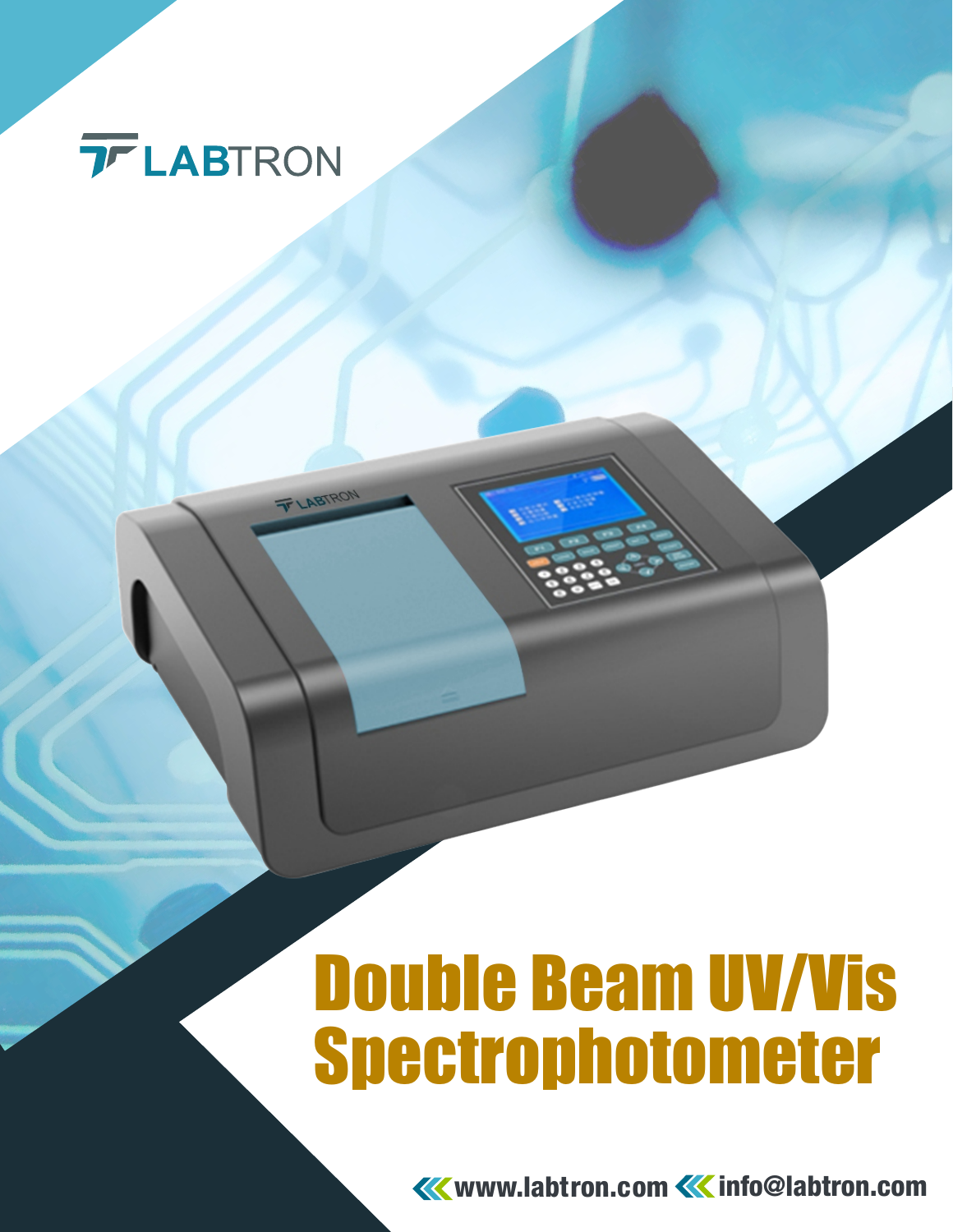LABTRON

# Double Beam UV/Vis Spectrophotometer

www.labtron.com info@labtron.com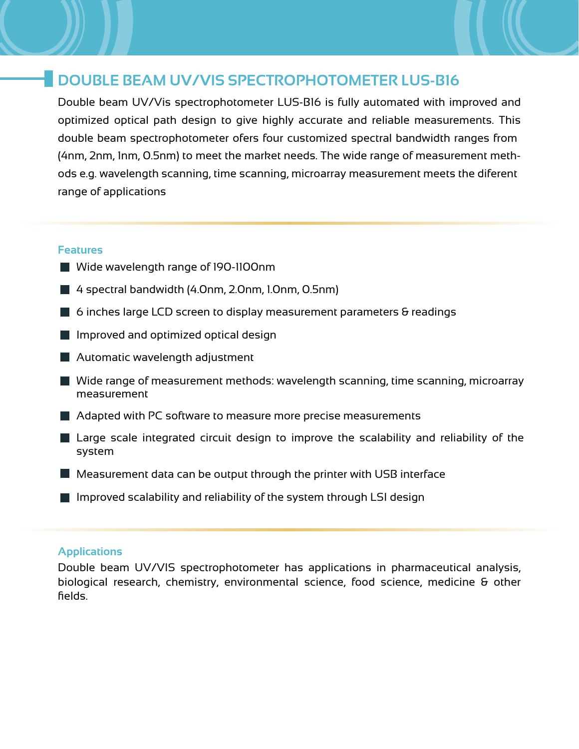## DOUBLE BEAM UV/VIS SPECTROPHOTOMETER LUS-B16

Double beam UV/Vis spectrophotometer LUS-B16 is fully automated with improved and optimized optical path design to give highly accurate and reliable measurements. This double beam spectrophotometer ofers four customized spectral bandwidth ranges from (4nm, 2nm, 1nm, 0.5nm) to meet the market needs. The wide range of measurement methods e.g. wavelength scanning, time scanning, microarray measurement meets the diferent range of applications

### Features

- Wide wavelength range of 190-1100nm
- 4 spectral bandwidth (4.0nm, 2.0nm, 1.0nm, 0.5nm)
- 6 inches large LCD screen to display measurement parameters & readings
- Improved and optimized optical design
- Automatic wavelength adjustment
- Wide range of measurement methods: wavelength scanning, time scanning, microarray measurement
- Adapted with PC software to measure more precise measurements
- Large scale integrated circuit design to improve the scalability and reliability of the system
- Measurement data can be output through the printer with USB interface
- Improved scalability and reliability of the system through LSI design

### Applications

Double beam UV/VIS spectrophotometer has applications in pharmaceutical analysis, biological research, chemistry, environmental science, food science, medicine & other fields.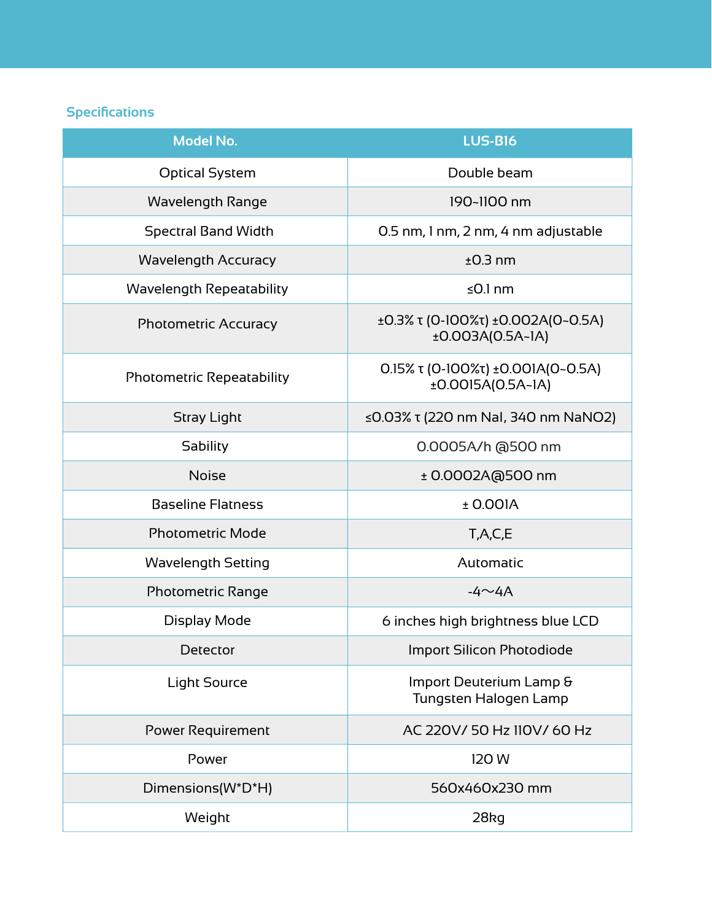## Specifications

| Model No. | LUS-B16 |
| --- | --- |
| Optical System | Double beam |
| Wavelength Range | 190~1100 nm |
| Spectral Band Width | 0.5 nm, 1 nm, 2 nm, 4 nm adjustable |
| Wavelength Accuracy | ±0.3 nm |
| Wavelength Repeatability | ≤0.1 nm |
| Photometric Accuracy | ±0.3% τ (0-100%τ) ±0.002A(0~0.5A) ±0.003A(0.5A~1A) |
| Photometric Repeatability | 0.15% τ (0-100%τ) ±0.001A(0~0.5A) ±0.0015A(0.5A~1A) |
| Stray Light | ≤0.03% τ (220 nm NaI, 340 nm NaNO2) |
| Sability | 0.0005A/h @500 nm |
| Noise | ± 0.0002A@500 nm |
| Baseline Flatness | ± 0.001A |
| Photometric Mode | T,A,C,E |
| Wavelength Setting | Automatic |
| Photometric Range | -4～4A |
| Display Mode | 6 inches high brightness blue LCD |
| Detector | Import Silicon Photodiode |
| Light Source | Import Deuterium Lamp & Tungsten Halogen Lamp |
| Power Requirement | AC 220V/ 50 Hz 110V/ 60 Hz |
| Power | 120 W |
| Dimensions(W*D*H) | 560x460x230 mm |
| Weight | 28kg |